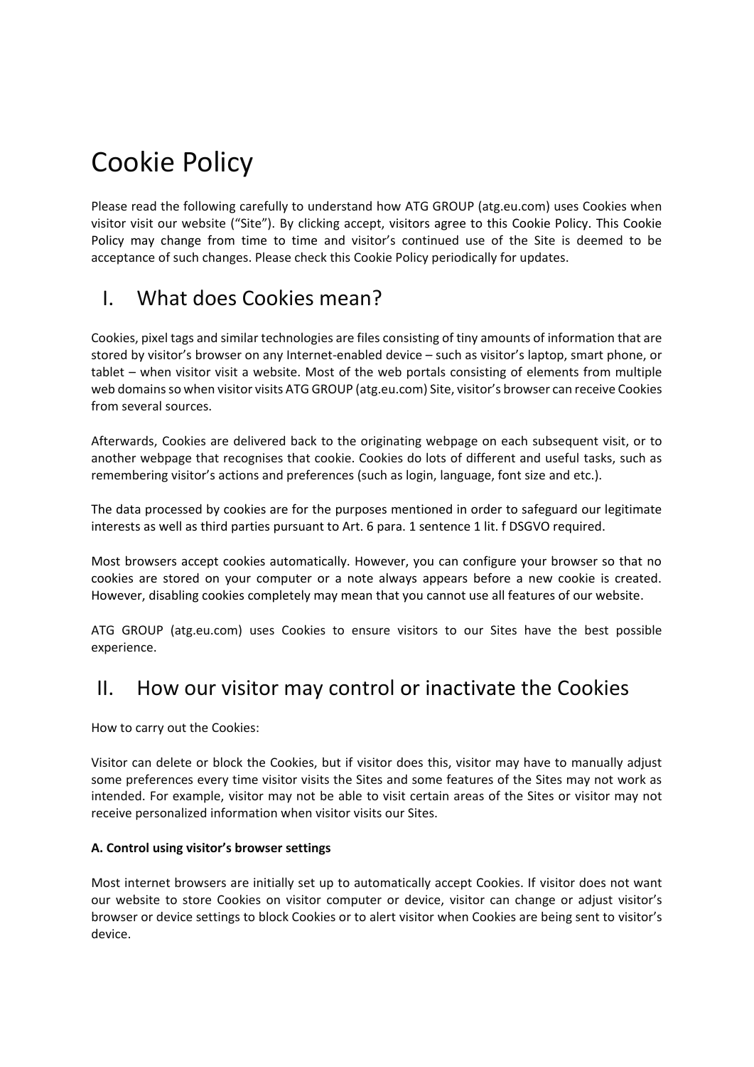# Cookie Policy

Please read the following carefully to understand how ATG GROUP (atg.eu.com) uses Cookies when visitor visit our website ("Site"). By clicking accept, visitors agree to this Cookie Policy. This Cookie Policy may change from time to time and visitor's continued use of the Site is deemed to be acceptance of such changes. Please check this Cookie Policy periodically for updates.

## I. What does Cookies mean?

Cookies, pixel tags and similar technologies are files consisting of tiny amounts of information that are stored by visitor's browser on any Internet-enabled device – such as visitor's laptop, smart phone, or tablet – when visitor visit a website. Most of the web portals consisting of elements from multiple web domains so when visitor visits ATG GROUP (atg.eu.com) Site, visitor's browser can receive Cookies from several sources.

Afterwards, Cookies are delivered back to the originating webpage on each subsequent visit, or to another webpage that recognises that cookie. Cookies do lots of different and useful tasks, such as remembering visitor's actions and preferences (such as login, language, font size and etc.).

The data processed by cookies are for the purposes mentioned in order to safeguard our legitimate interests as well as third parties pursuant to Art. 6 para. 1 sentence 1 lit. f DSGVO required.

Most browsers accept cookies automatically. However, you can configure your browser so that no cookies are stored on your computer or a note always appears before a new cookie is created. However, disabling cookies completely may mean that you cannot use all features of our website.

ATG GROUP (atg.eu.com) uses Cookies to ensure visitors to our Sites have the best possible experience.

## II. How our visitor may control or inactivate the Cookies

How to carry out the Cookies:

Visitor can delete or block the Cookies, but if visitor does this, visitor may have to manually adjust some preferences every time visitor visits the Sites and some features of the Sites may not work as intended. For example, visitor may not be able to visit certain areas of the Sites or visitor may not receive personalized information when visitor visits our Sites.

**A. Control using visitor's browser settings**

Most internet browsers are initially set up to automatically accept Cookies. If visitor does not want our website to store Cookies on visitor computer or device, visitor can change or adjust visitor's browser or device settings to block Cookies or to alert visitor when Cookies are being sent to visitor's device.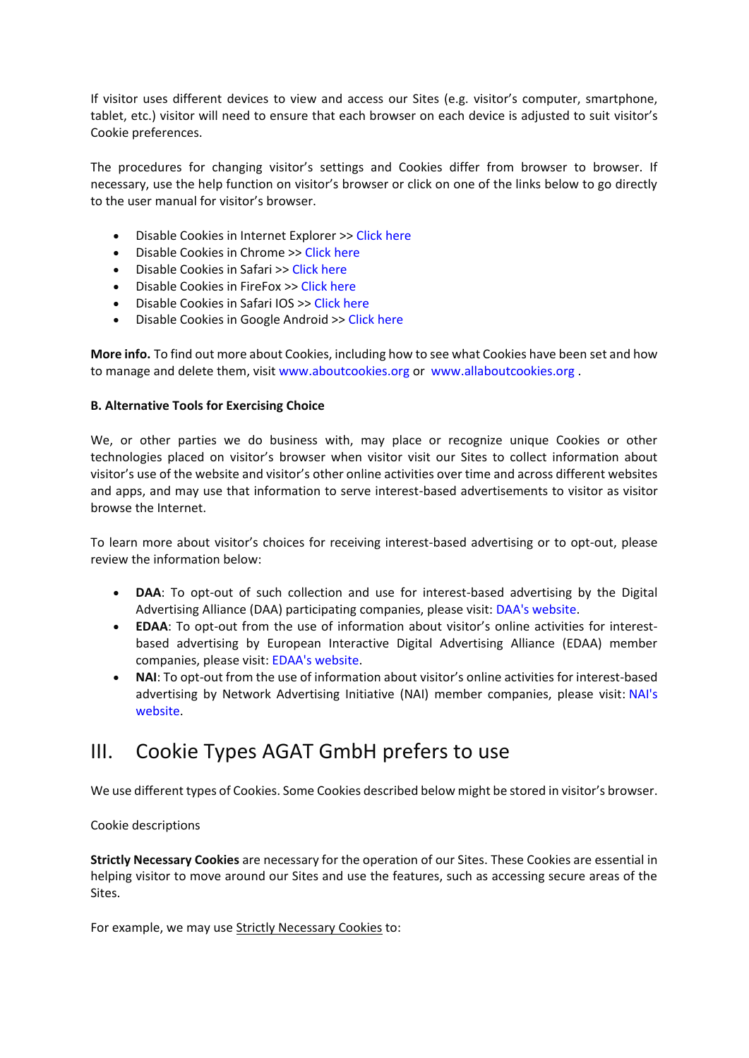If visitor uses different devices to view and access our Sites (e.g. visitor's computer, smartphone, tablet, etc.) visitor will need to ensure that each browser on each device is adjusted to suit visitor's Cookie preferences.

The procedures for changing visitor's settings and Cookies differ from browser to browser. If necessary, use the help function on visitor's browser or click on one of the links below to go directly to the user manual for visitor's browser.

- Disable Cookies in Internet Explorer >> Click here
- Disable Cookies in Chrome >> Click here
- Disable Cookies in Safari >> Click here
- Disable Cookies in FireFox >> Click here
- Disable Cookies in Safari IOS >> Click here
- Disable Cookies in Google Android >> Click here

**More info.** To find out more about Cookies, including how to see what Cookies have been set and how to manage and delete them, visit www.aboutcookies.org or www.allaboutcookies.org .

**B. Alternative Tools for Exercising Choice**

We, or other parties we do business with, may place or recognize unique Cookies or other technologies placed on visitor's browser when visitor visit our Sites to collect information about visitor's use of the website and visitor's other online activities over time and across different websites and apps, and may use that information to serve interest-based advertisements to visitor as visitor browse the Internet.

To learn more about visitor's choices for receiving interest-based advertising or to opt-out, please review the information below:

- **DAA**: To opt-out of such collection and use for interest-based advertising by the Digital Advertising Alliance (DAA) participating companies, please visit: DAA's website.
- **EDAA**: To opt-out from the use of information about visitor's online activities for interest-based advertising by European Interactive Digital Advertising Alliance (EDAA) member companies, please visit: EDAA's website.
- **NAI**: To opt-out from the use of information about visitor's online activities for interest-based advertising by Network Advertising Initiative (NAI) member companies, please visit: NAI's website.

# III. Cookie Types AGAT GmbH prefers to use

We use different types of Cookies. Some Cookies described below might be stored in visitor's browser.

Cookie descriptions

**Strictly Necessary Cookies** are necessary for the operation of our Sites. These Cookies are essential in helping visitor to move around our Sites and use the features, such as accessing secure areas of the Sites.

For example, we may use Strictly Necessary Cookies to: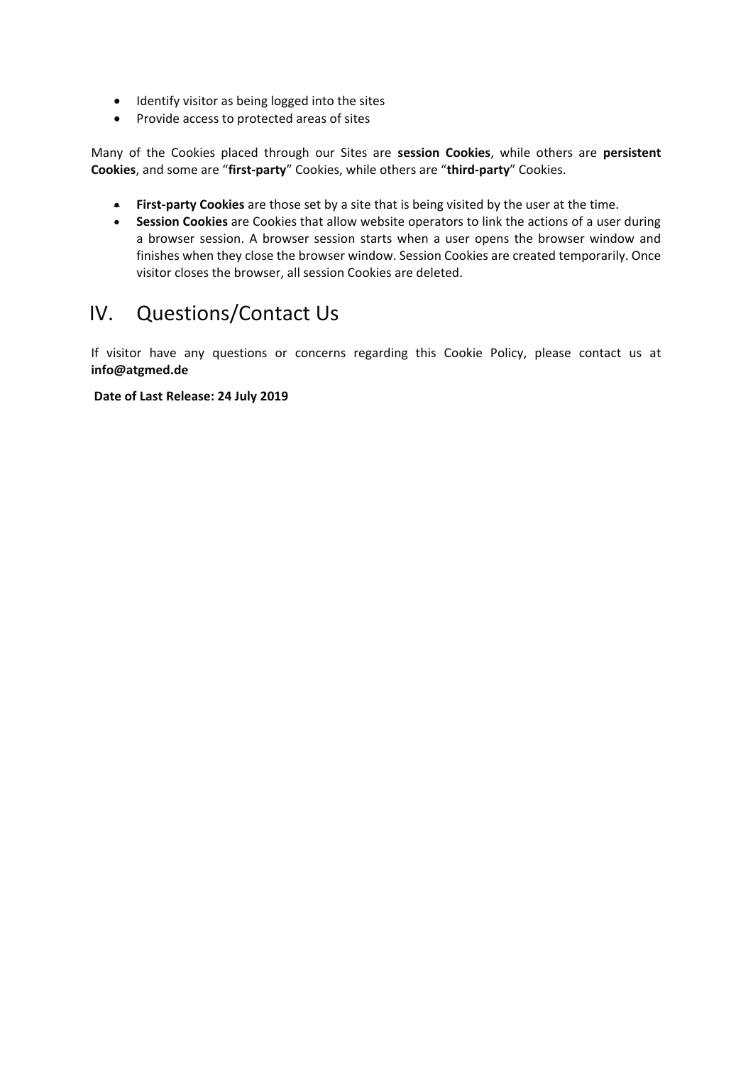- Identify visitor as being logged into the sites
- Provide access to protected areas of sites

Many of the Cookies placed through our Sites are **session Cookies**, while others are **persistent Cookies**, and some are "**first-party**" Cookies, while others are "**third-party**" Cookies.

- **First-party Cookies** are those set by a site that is being visited by the user at the time.
- **Session Cookies** are Cookies that allow website operators to link the actions of a user during a browser session. A browser session starts when a user opens the browser window and finishes when they close the browser window. Session Cookies are created temporarily. Once visitor closes the browser, all session Cookies are deleted.

# IV. Questions/Contact Us

If visitor have any questions or concerns regarding this Cookie Policy, please contact us at **info@atgmed.de**

**Date of Last Release: 24 July 2019**